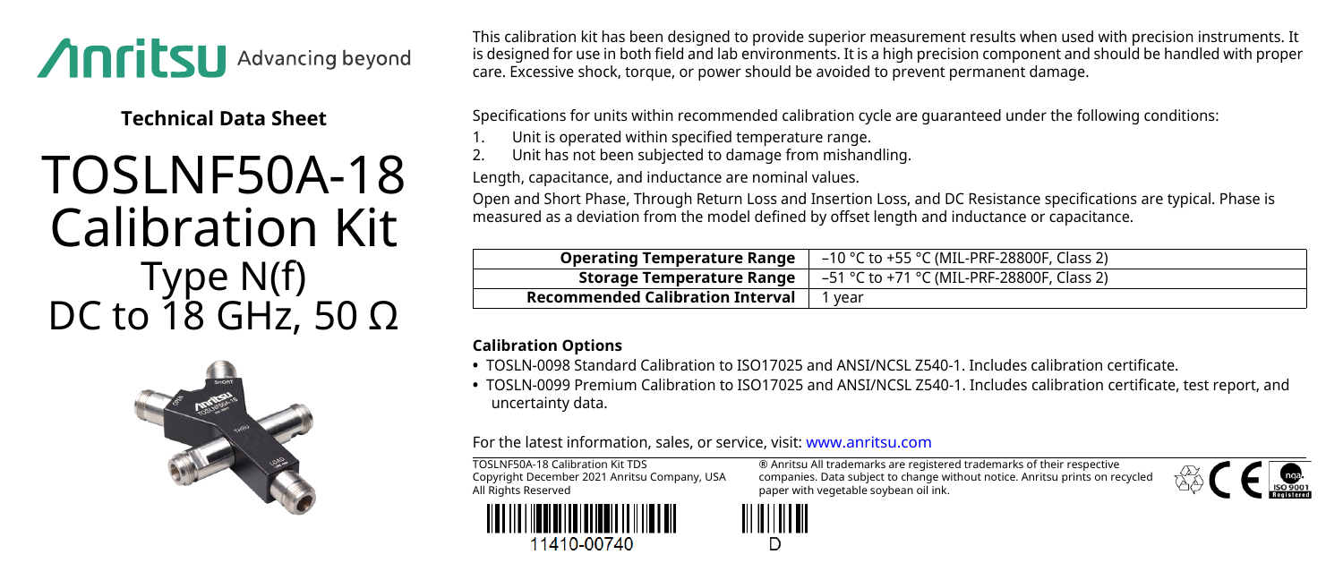Anritsu Advancing beyond

**Technical Data Sheet**

# TOSLNF50A-18 Calibration Kit

## Type N(f)
## DC to 18 GHz, 50 Ω

This calibration kit has been designed to provide superior measurement results when used with precision instruments. It is designed for use in both field and lab environments. It is a high precision component and should be handled with proper care. Excessive shock, torque, or power should be avoided to prevent permanent damage.

Specifications for units within recommended calibration cycle are guaranteed under the following conditions:

1. Unit is operated within specified temperature range.
2. Unit has not been subjected to damage from mishandling.

Length, capacitance, and inductance are nominal values.

Open and Short Phase, Through Return Loss and Insertion Loss, and DC Resistance specifications are typical. Phase is measured as a deviation from the model defined by offset length and inductance or capacitance.

| | |
|---|---|
| **Operating Temperature Range** | –10 °C to +55 °C (MIL-PRF-28800F, Class 2) |
| **Storage Temperature Range** | –51 °C to +71 °C (MIL-PRF-28800F, Class 2) |
| **Recommended Calibration Interval** | 1 year |

**Calibration Options**

- TOSLN-0098 Standard Calibration to ISO17025 and ANSI/NCSL Z540-1. Includes calibration certificate.
- TOSLN-0099 Premium Calibration to ISO17025 and ANSI/NCSL Z540-1. Includes calibration certificate, test report, and uncertainty data.

For the latest information, sales, or service, visit: www.anritsu.com

TOSLNF50A-18 Calibration Kit TDS
Copyright December 2021 Anritsu Company, USA
All Rights Reserved

® Anritsu All trademarks are registered trademarks of their respective companies. Data subject to change without notice. Anritsu prints on recycled paper with vegetable soybean oil ink.

11410-00740

D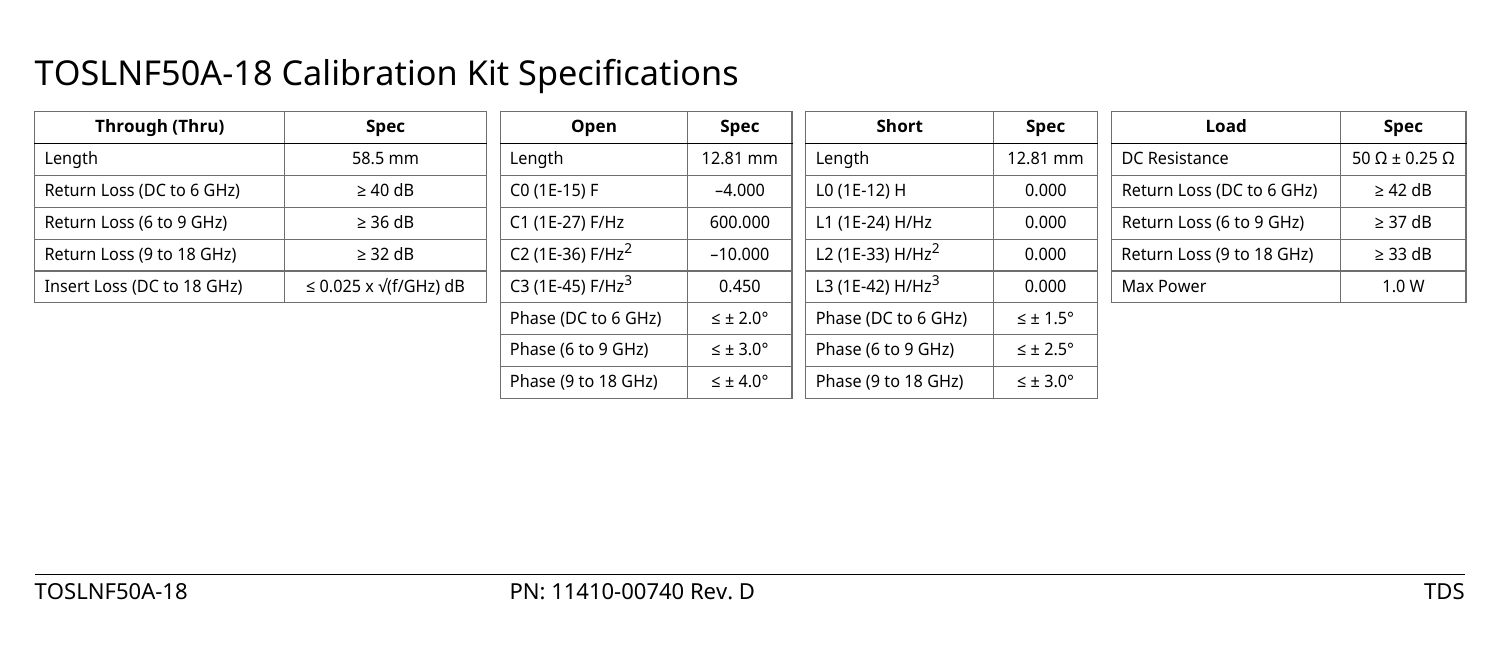# TOSLNF50A-18 Calibration Kit Specifications

| Through (Thru) | Spec |
|---|---|
| Length | 58.5 mm |
| Return Loss (DC to 6 GHz) | ≥ 40 dB |
| Return Loss (6 to 9 GHz) | ≥ 36 dB |
| Return Loss (9 to 18 GHz) | ≥ 32 dB |
| Insert Loss (DC to 18 GHz) | ≤ 0.025 x √(f/GHz) dB |

| Open | Spec |
|---|---|
| Length | 12.81 mm |
| C0 (1E-15) F | –4.000 |
| C1 (1E-27) F/Hz | 600.000 |
| C2 (1E-36) F/Hz$^2$ | –10.000 |
| C3 (1E-45) F/Hz$^3$ | 0.450 |
| Phase (DC to 6 GHz) | ≤ ± 2.0° |
| Phase (6 to 9 GHz) | ≤ ± 3.0° |
| Phase (9 to 18 GHz) | ≤ ± 4.0° |

| Short | Spec |
|---|---|
| Length | 12.81 mm |
| L0 (1E-12) H | 0.000 |
| L1 (1E-24) H/Hz | 0.000 |
| L2 (1E-33) H/Hz$^2$ | 0.000 |
| L3 (1E-42) H/Hz$^3$ | 0.000 |
| Phase (DC to 6 GHz) | ≤ ± 1.5° |
| Phase (6 to 9 GHz) | ≤ ± 2.5° |
| Phase (9 to 18 GHz) | ≤ ± 3.0° |

| Load | Spec |
|---|---|
| DC Resistance | 50 Ω ± 0.25 Ω |
| Return Loss (DC to 6 GHz) | ≥ 42 dB |
| Return Loss (6 to 9 GHz) | ≥ 37 dB |
| Return Loss (9 to 18 GHz) | ≥ 33 dB |
| Max Power | 1.0 W |

TOSLNF50A-18 PN: 11410-00740 Rev. D TDS